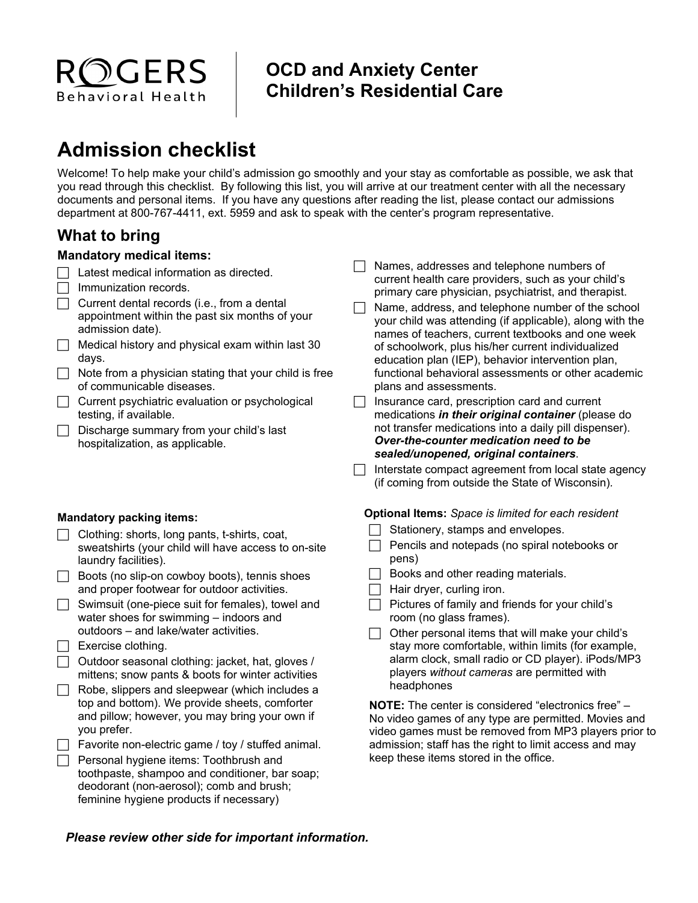ROGERS Behavioral Health

**OCD and Anxiety Center**
**Children's Residential Care**

# Admission checklist

Welcome! To help make your child's admission go smoothly and your stay as comfortable as possible, we ask that you read through this checklist. By following this list, you will arrive at our treatment center with all the necessary documents and personal items. If you have any questions after reading the list, please contact our admissions department at 800-767-4411, ext. 5959 and ask to speak with the center's program representative.

## What to bring

### Mandatory medical items:

- ☐ Latest medical information as directed.
- ☐ Immunization records.
- ☐ Current dental records (i.e., from a dental appointment within the past six months of your admission date).
- ☐ Medical history and physical exam within last 30 days.
- ☐ Note from a physician stating that your child is free of communicable diseases.
- ☐ Current psychiatric evaluation or psychological testing, if available.
- ☐ Discharge summary from your child's last hospitalization, as applicable.
- ☐ Names, addresses and telephone numbers of current health care providers, such as your child's primary care physician, psychiatrist, and therapist.
- ☐ Name, address, and telephone number of the school your child was attending (if applicable), along with the names of teachers, current textbooks and one week of schoolwork, plus his/her current individualized education plan (IEP), behavior intervention plan, functional behavioral assessments or other academic plans and assessments.
- ☐ Insurance card, prescription card and current medications ***in their original container*** (please do not transfer medications into a daily pill dispenser). ***Over-the-counter medication need to be sealed/unopened, original containers***.
- ☐ Interstate compact agreement from local state agency (if coming from outside the State of Wisconsin).

### Mandatory packing items:

- ☐ Clothing: shorts, long pants, t-shirts, coat, sweatshirts (your child will have access to on-site laundry facilities).
- ☐ Boots (no slip-on cowboy boots), tennis shoes and proper footwear for outdoor activities.
- ☐ Swimsuit (one-piece suit for females), towel and water shoes for swimming – indoors and outdoors – and lake/water activities.
- ☐ Exercise clothing.
- ☐ Outdoor seasonal clothing: jacket, hat, gloves / mittens; snow pants & boots for winter activities
- ☐ Robe, slippers and sleepwear (which includes a top and bottom). We provide sheets, comforter and pillow; however, you may bring your own if you prefer.
- ☐ Favorite non-electric game / toy / stuffed animal.
- ☐ Personal hygiene items: Toothbrush and toothpaste, shampoo and conditioner, bar soap; deodorant (non-aerosol); comb and brush; feminine hygiene products if necessary)

**Optional Items:** *Space is limited for each resident*

- ☐ Stationery, stamps and envelopes.
- ☐ Pencils and notepads (no spiral notebooks or pens)
- ☐ Books and other reading materials.
- ☐ Hair dryer, curling iron.
- ☐ Pictures of family and friends for your child's room (no glass frames).
- ☐ Other personal items that will make your child's stay more comfortable, within limits (for example, alarm clock, small radio or CD player). iPods/MP3 players *without cameras* are permitted with headphones

**NOTE:** The center is considered "electronics free" – No video games of any type are permitted. Movies and video games must be removed from MP3 players prior to admission; staff has the right to limit access and may keep these items stored in the office.

***Please review other side for important information.***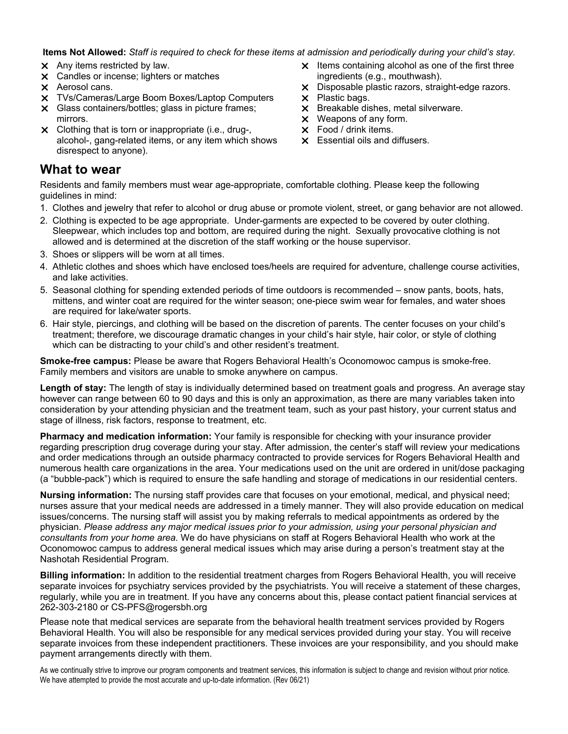**Items Not Allowed:** *Staff is required to check for these items at admission and periodically during your child's stay.*

- ✕ Any items restricted by law.
- ✕ Candles or incense; lighters or matches
- ✕ Aerosol cans.
- ✕ TVs/Cameras/Large Boom Boxes/Laptop Computers
- ✕ Glass containers/bottles; glass in picture frames; mirrors.
- ✕ Clothing that is torn or inappropriate (i.e., drug-, alcohol-, gang-related items, or any item which shows disrespect to anyone).
- ✕ Items containing alcohol as one of the first three ingredients (e.g., mouthwash).
- ✕ Disposable plastic razors, straight-edge razors.
- ✕ Plastic bags.
- ✕ Breakable dishes, metal silverware.
- ✕ Weapons of any form.
- ✕ Food / drink items.
- ✕ Essential oils and diffusers.

## What to wear

Residents and family members must wear age-appropriate, comfortable clothing. Please keep the following guidelines in mind:

1. Clothes and jewelry that refer to alcohol or drug abuse or promote violent, street, or gang behavior are not allowed.
2. Clothing is expected to be age appropriate. Under-garments are expected to be covered by outer clothing. Sleepwear, which includes top and bottom, are required during the night. Sexually provocative clothing is not allowed and is determined at the discretion of the staff working or the house supervisor.
3. Shoes or slippers will be worn at all times.
4. Athletic clothes and shoes which have enclosed toes/heels are required for adventure, challenge course activities, and lake activities.
5. Seasonal clothing for spending extended periods of time outdoors is recommended – snow pants, boots, hats, mittens, and winter coat are required for the winter season; one-piece swim wear for females, and water shoes are required for lake/water sports.
6. Hair style, piercings, and clothing will be based on the discretion of parents. The center focuses on your child's treatment; therefore, we discourage dramatic changes in your child's hair style, hair color, or style of clothing which can be distracting to your child's and other resident's treatment.

**Smoke-free campus:** Please be aware that Rogers Behavioral Health's Oconomowoc campus is smoke-free. Family members and visitors are unable to smoke anywhere on campus.

**Length of stay:** The length of stay is individually determined based on treatment goals and progress. An average stay however can range between 60 to 90 days and this is only an approximation, as there are many variables taken into consideration by your attending physician and the treatment team, such as your past history, your current status and stage of illness, risk factors, response to treatment, etc.

**Pharmacy and medication information:** Your family is responsible for checking with your insurance provider regarding prescription drug coverage during your stay. After admission, the center's staff will review your medications and order medications through an outside pharmacy contracted to provide services for Rogers Behavioral Health and numerous health care organizations in the area. Your medications used on the unit are ordered in unit/dose packaging (a "bubble-pack") which is required to ensure the safe handling and storage of medications in our residential centers.

**Nursing information:** The nursing staff provides care that focuses on your emotional, medical, and physical need; nurses assure that your medical needs are addressed in a timely manner. They will also provide education on medical issues/concerns. The nursing staff will assist you by making referrals to medical appointments as ordered by the physician. *Please address any major medical issues prior to your admission, using your personal physician and consultants from your home area.* We do have physicians on staff at Rogers Behavioral Health who work at the Oconomowoc campus to address general medical issues which may arise during a person's treatment stay at the Nashotah Residential Program.

**Billing information:** In addition to the residential treatment charges from Rogers Behavioral Health, you will receive separate invoices for psychiatry services provided by the psychiatrists. You will receive a statement of these charges, regularly, while you are in treatment. If you have any concerns about this, please contact patient financial services at 262-303-2180 or CS-PFS@rogersbh.org

Please note that medical services are separate from the behavioral health treatment services provided by Rogers Behavioral Health. You will also be responsible for any medical services provided during your stay. You will receive separate invoices from these independent practitioners. These invoices are your responsibility, and you should make payment arrangements directly with them.

As we continually strive to improve our program components and treatment services, this information is subject to change and revision without prior notice. We have attempted to provide the most accurate and up-to-date information. (Rev 06/21)